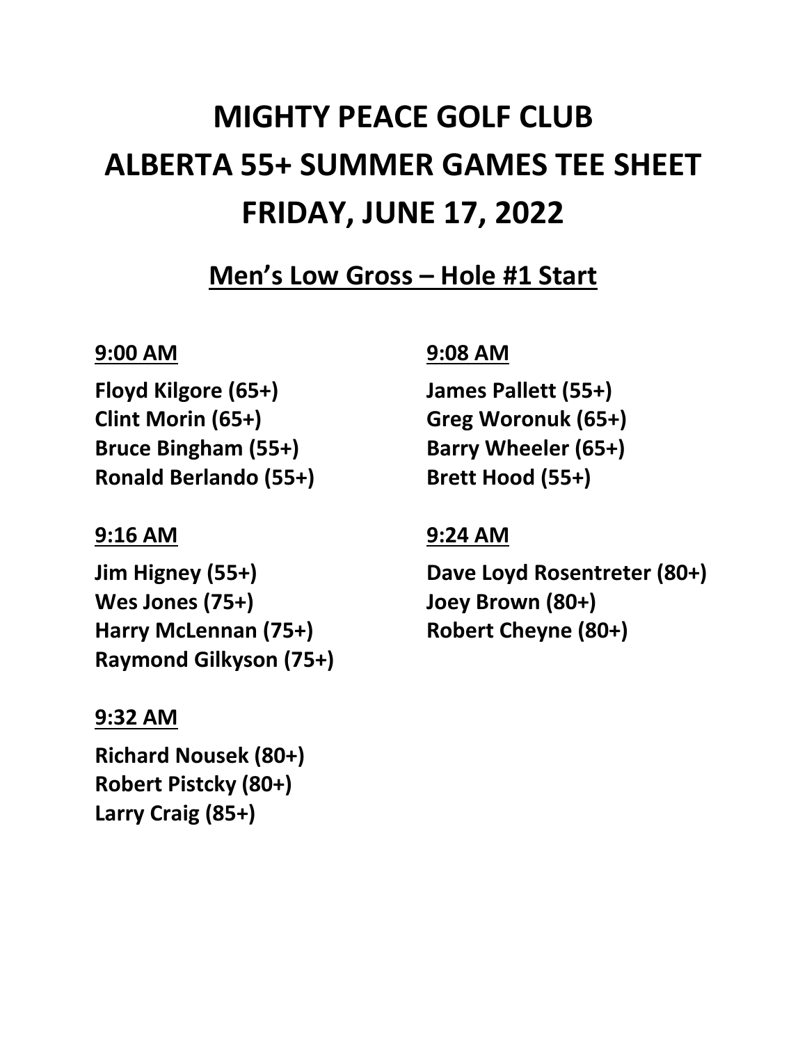# MIGHTY PEACE GOLF CLUB
# ALBERTA 55+ SUMMER GAMES TEE SHEET
# FRIDAY, JUNE 17, 2022

## Men's Low Gross – Hole #1 Start

### 9:00 AM

**Floyd Kilgore (65+)**
**Clint Morin (65+)**
**Bruce Bingham (55+)**
**Ronald Berlando (55+)**

### 9:08 AM

**James Pallett (55+)**
**Greg Woronuk (65+)**
**Barry Wheeler (65+)**
**Brett Hood (55+)**

### 9:16 AM

**Jim Higney (55+)**
**Wes Jones (75+)**
**Harry McLennan (75+)**
**Raymond Gilkyson (75+)**

### 9:24 AM

**Dave Loyd Rosentreter (80+)**
**Joey Brown (80+)**
**Robert Cheyne (80+)**

### 9:32 AM

**Richard Nousek (80+)**
**Robert Pistcky (80+)**
**Larry Craig (85+)**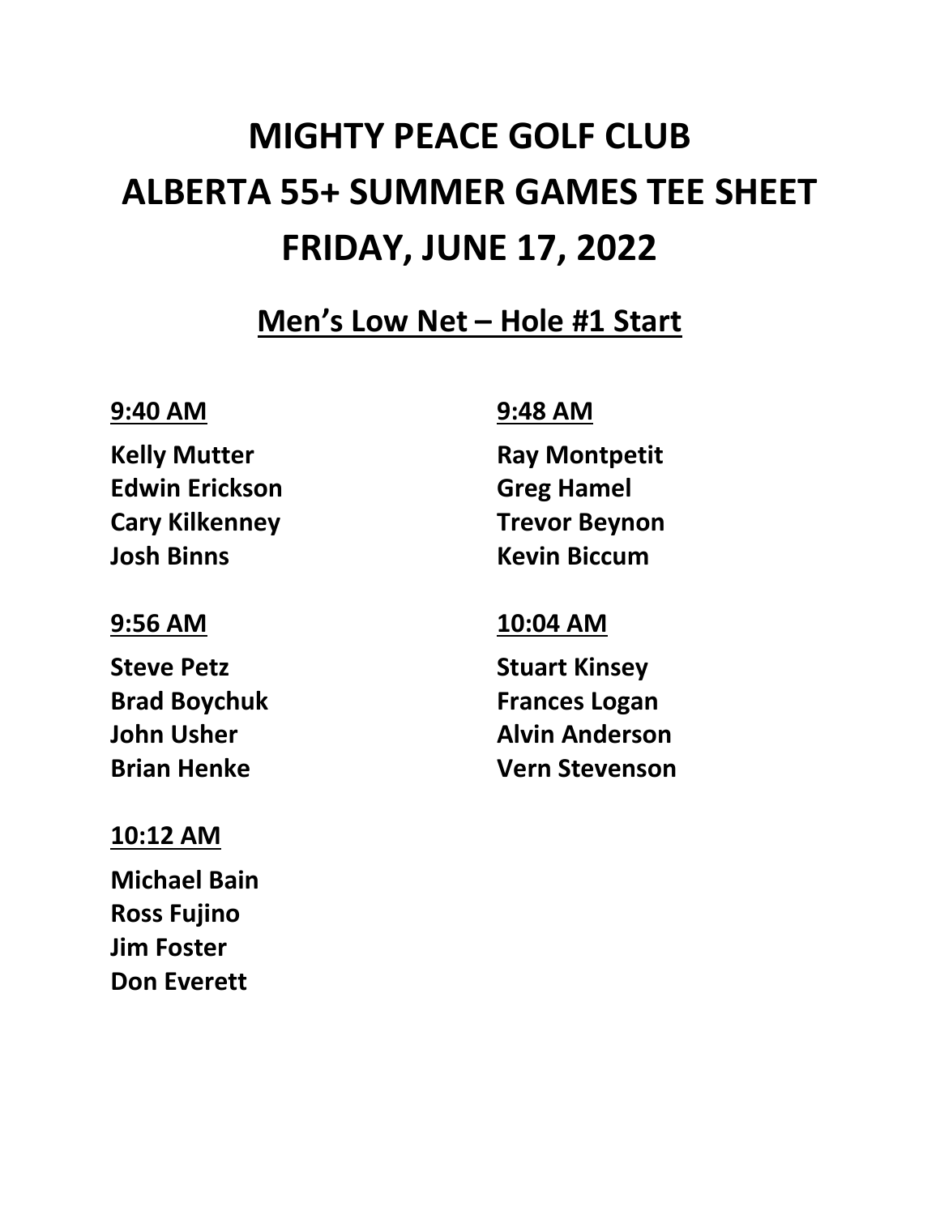# MIGHTY PEACE GOLF CLUB
# ALBERTA 55+ SUMMER GAMES TEE SHEET
# FRIDAY, JUNE 17, 2022

## Men's Low Net – Hole #1 Start

**9:40 AM**

**Kelly Mutter**
**Edwin Erickson**
**Cary Kilkenney**
**Josh Binns**

**9:48 AM**

**Ray Montpetit**
**Greg Hamel**
**Trevor Beynon**
**Kevin Biccum**

**9:56 AM**

**Steve Petz**
**Brad Boychuk**
**John Usher**
**Brian Henke**

**10:04 AM**

**Stuart Kinsey**
**Frances Logan**
**Alvin Anderson**
**Vern Stevenson**

**10:12 AM**

**Michael Bain**
**Ross Fujino**
**Jim Foster**
**Don Everett**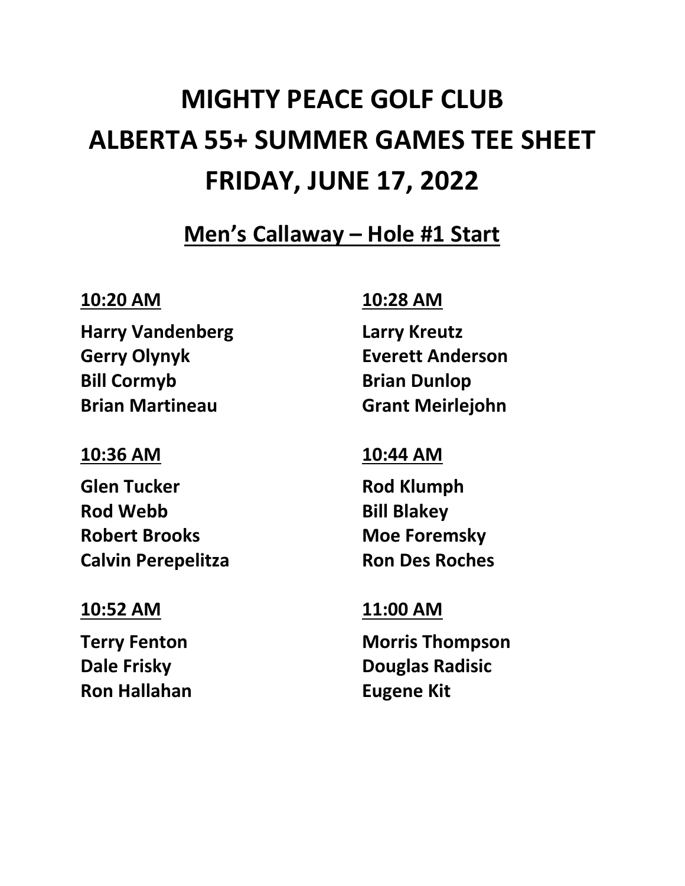# MIGHTY PEACE GOLF CLUB
# ALBERTA 55+ SUMMER GAMES TEE SHEET
# FRIDAY, JUNE 17, 2022

## Men's Callaway – Hole #1 Start

**10:20 AM**

**Harry Vandenberg**
**Gerry Olynyk**
**Bill Cormyb**
**Brian Martineau**

**10:28 AM**

**Larry Kreutz**
**Everett Anderson**
**Brian Dunlop**
**Grant Meirlejohn**

**10:36 AM**

**Glen Tucker**
**Rod Webb**
**Robert Brooks**
**Calvin Perepelitza**

**10:44 AM**

**Rod Klumph**
**Bill Blakey**
**Moe Foremsky**
**Ron Des Roches**

**10:52 AM**

**Terry Fenton**
**Dale Frisky**
**Ron Hallahan**

**11:00 AM**

**Morris Thompson**
**Douglas Radisic**
**Eugene Kit**